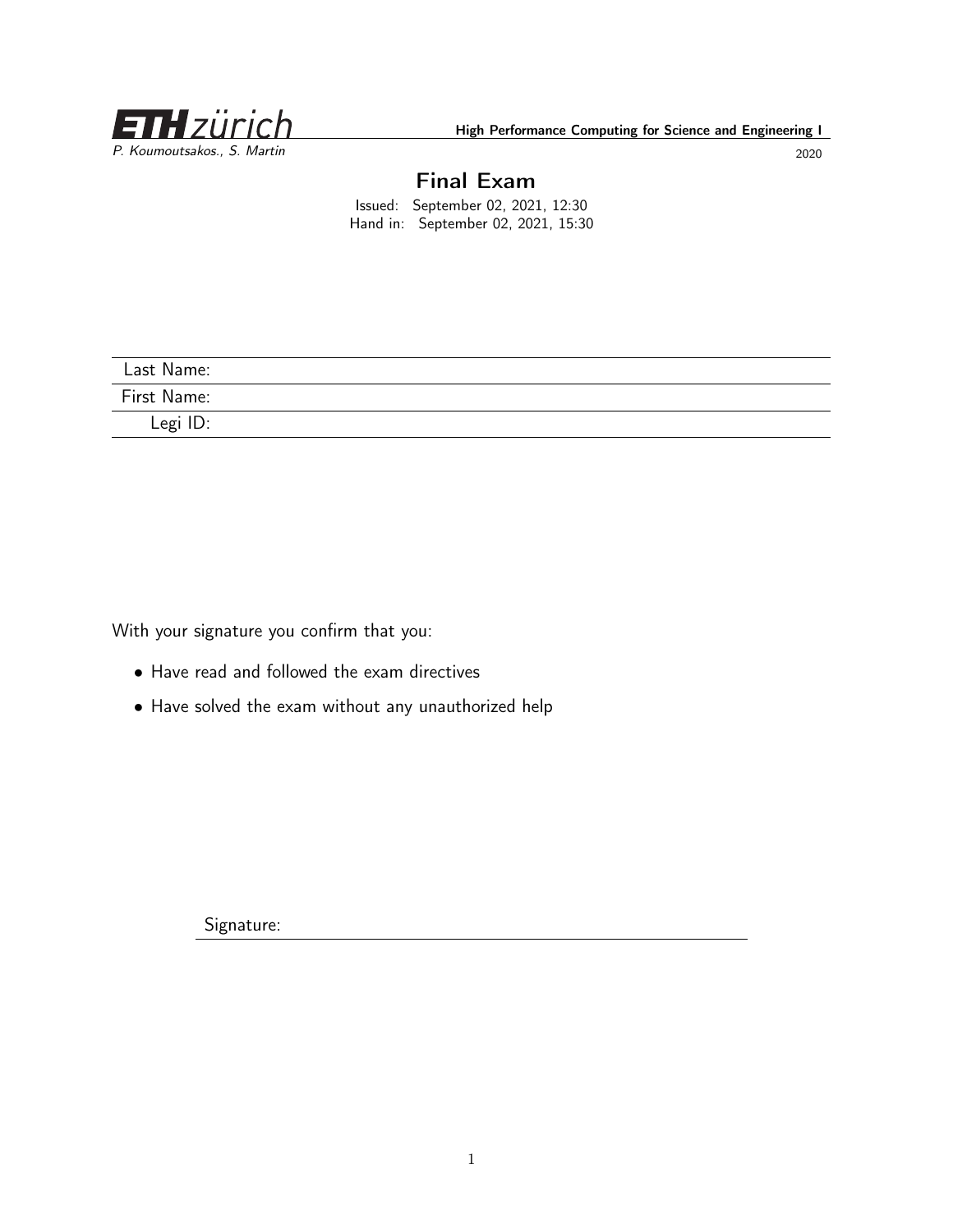ETH zürich

High Performance Computing for Science and Engineering I

P. Koumoutsakos., S. Martin

2020

# Final Exam

Issued: September 02, 2021, 12:30
Hand in: September 02, 2021, 15:30

| | |
|---|---|
| Last Name: | |
| First Name: | |
| Legi ID: | |

With your signature you confirm that you:

- Have read and followed the exam directives
- Have solved the exam without any unauthorized help

Signature: ____________________________________________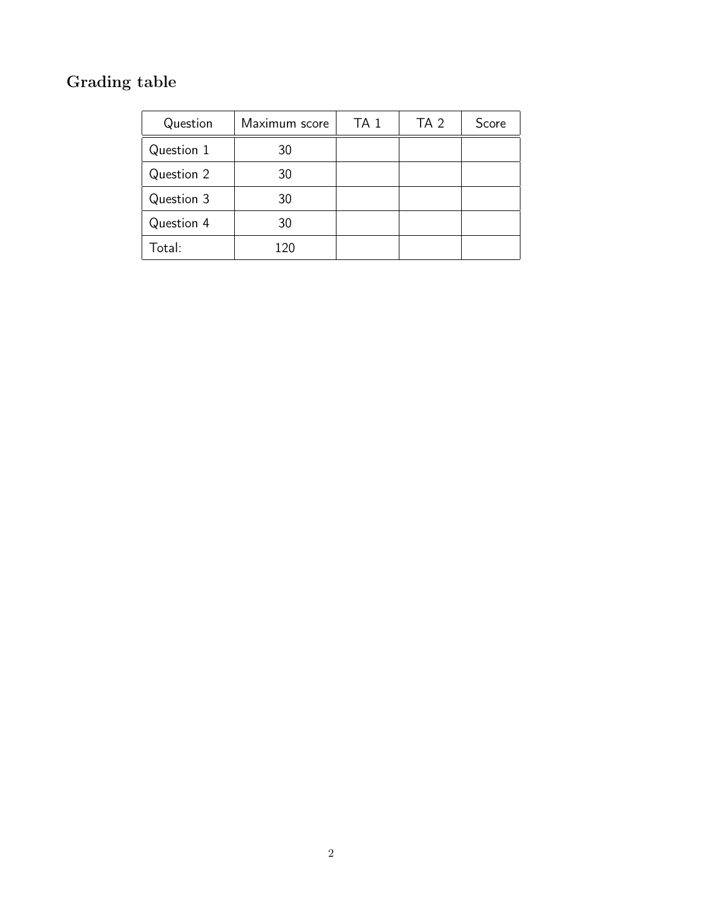## Grading table

| Question | Maximum score | TA 1 | TA 2 | Score |
|---|---|---|---|---|
| Question 1 | 30 | | | |
| Question 2 | 30 | | | |
| Question 3 | 30 | | | |
| Question 4 | 30 | | | |
| Total: | 120 | | | |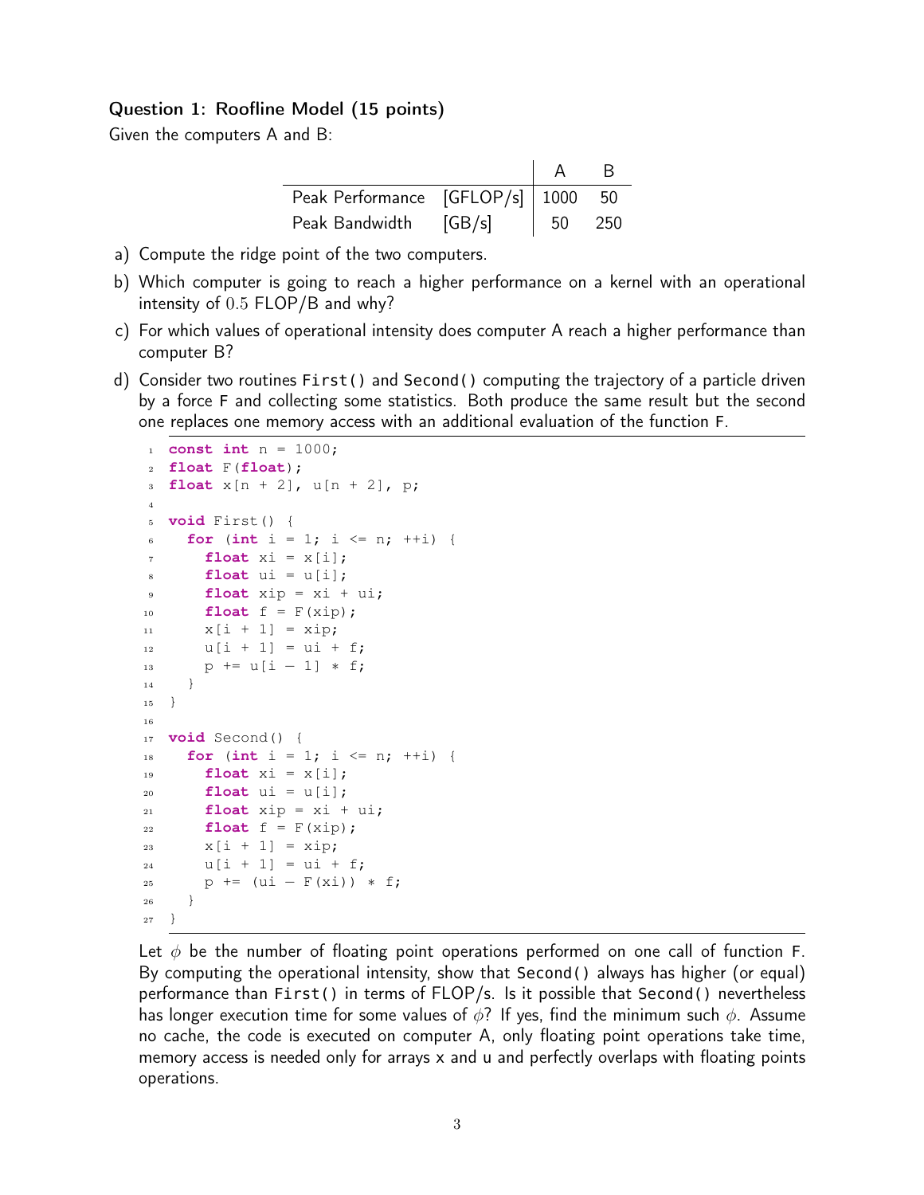## Question 1: Roofline Model (15 points)

Given the computers A and B:

| | | A | B |
|---|---|---|---|
| Peak Performance | [GFLOP/s] | 1000 | 50 |
| Peak Bandwidth | [GB/s] | 50 | 250 |

a) Compute the ridge point of the two computers.

b) Which computer is going to reach a higher performance on a kernel with an operational intensity of $0.5$ FLOP/B and why?

c) For which values of operational intensity does computer A reach a higher performance than computer B?

d) Consider two routines `First()` and `Second()` computing the trajectory of a particle driven by a force `F` and collecting some statistics. Both produce the same result but the second one replaces one memory access with an additional evaluation of the function `F`.

```
 1  const int n = 1000;
 2  float F(float);
 3  float x[n + 2], u[n + 2], p;
 4
 5  void First() {
 6    for (int i = 1; i <= n; ++i) {
 7      float xi = x[i];
 8      float ui = u[i];
 9      float xip = xi + ui;
10      float f = F(xip);
11      x[i + 1] = xip;
12      u[i + 1] = ui + f;
13      p += u[i - 1] * f;
14    }
15  }
16
17  void Second() {
18    for (int i = 1; i <= n; ++i) {
19      float xi = x[i];
20      float ui = u[i];
21      float xip = xi + ui;
22      float f = F(xip);
23      x[i + 1] = xip;
24      u[i + 1] = ui + f;
25      p += (ui - F(xi)) * f;
26    }
27  }
```

Let $\phi$ be the number of floating point operations performed on one call of function `F`. By computing the operational intensity, show that `Second()` always has higher (or equal) performance than `First()` in terms of FLOP/s. Is it possible that `Second()` nevertheless has longer execution time for some values of $\phi$? If yes, find the minimum such $\phi$. Assume no cache, the code is executed on computer A, only floating point operations take time, memory access is needed only for arrays x and u and perfectly overlaps with floating points operations.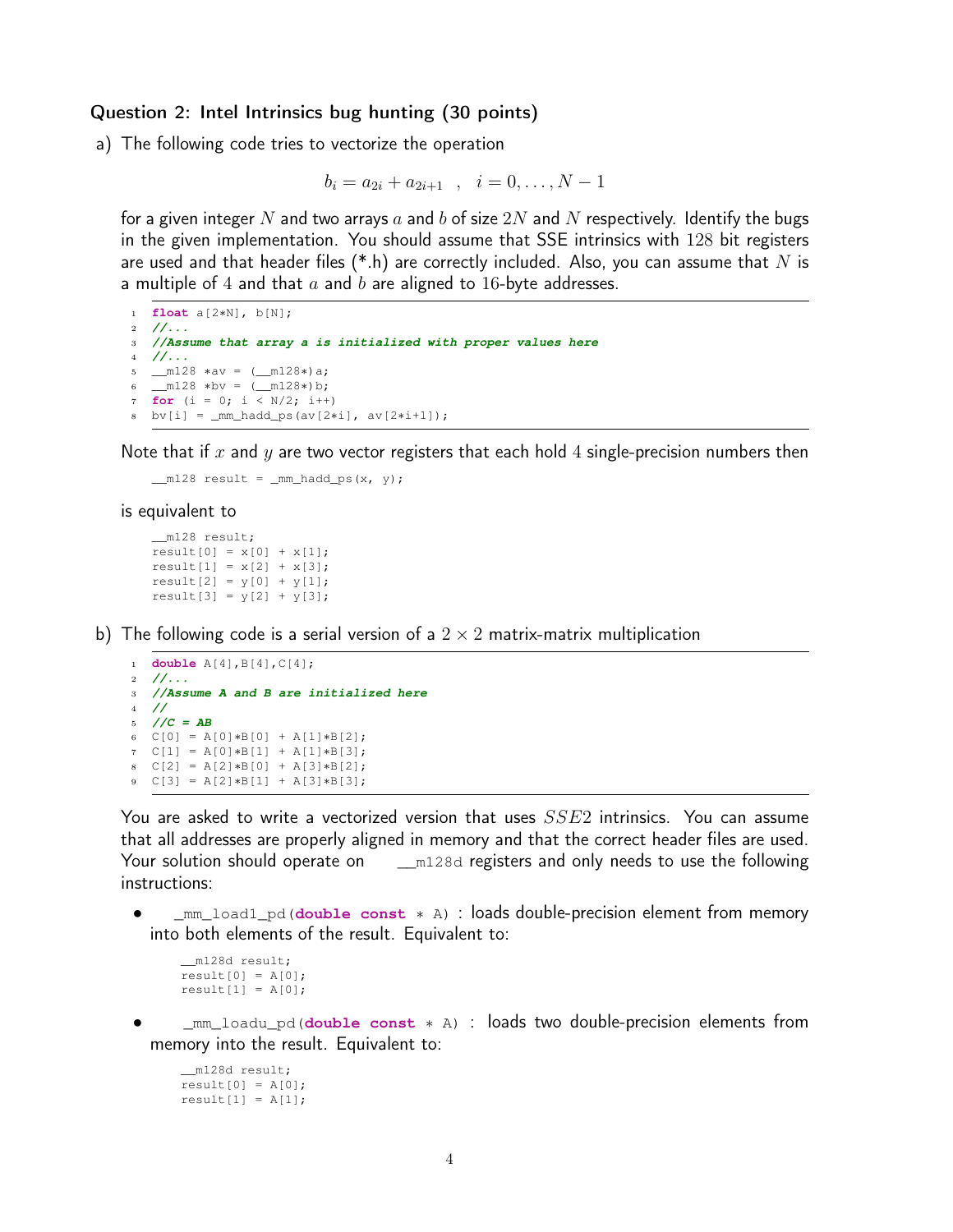### Question 2: Intel Intrinsics bug hunting (30 points)

a) The following code tries to vectorize the operation

$$b_i = a_{2i} + a_{2i+1} \quad , \quad i = 0, \ldots, N-1$$

for a given integer $N$ and two arrays $a$ and $b$ of size $2N$ and $N$ respectively. Identify the bugs in the given implementation. You should assume that SSE intrinsics with 128 bit registers are used and that header files (*.h) are correctly included. Also, you can assume that $N$ is a multiple of 4 and that $a$ and $b$ are aligned to 16-byte addresses.

```
1  float a[2*N], b[N];
2  //...
3  //Assume that array a is initialized with proper values here
4  //...
5  __m128 *av = (__m128*)a;
6  __m128 *bv = (__m128*)b;
7  for (i = 0; i < N/2; i++)
8  bv[i] = _mm_hadd_ps(av[2*i], av[2*i+1]);
```

Note that if $x$ and $y$ are two vector registers that each hold 4 single-precision numbers then

```
__m128 result = _mm_hadd_ps(x, y);
```

is equivalent to

```
__m128 result;
result[0] = x[0] + x[1];
result[1] = x[2] + x[3];
result[2] = y[0] + y[1];
result[3] = y[2] + y[3];
```

b) The following code is a serial version of a $2 \times 2$ matrix-matrix multiplication

```
1  double A[4],B[4],C[4];
2  //...
3  //Assume A and B are initialized here
4  //
5  //C = AB
6  C[0] = A[0]*B[0] + A[1]*B[2];
7  C[1] = A[0]*B[1] + A[1]*B[3];
8  C[2] = A[2]*B[0] + A[3]*B[2];
9  C[3] = A[2]*B[1] + A[3]*B[3];
```

You are asked to write a vectorized version that uses $SSE2$ intrinsics. You can assume that all addresses are properly aligned in memory and that the correct header files are used. Your solution should operate on `__m128d` registers and only needs to use the following instructions:

- `_mm_load1_pd(double const * A)` : loads double-precision element from memory into both elements of the result. Equivalent to:

```
__m128d result;
result[0] = A[0];
result[1] = A[0];
```

- `_mm_loadu_pd(double const * A)` : loads two double-precision elements from memory into the result. Equivalent to:

```
__m128d result;
result[0] = A[0];
result[1] = A[1];
```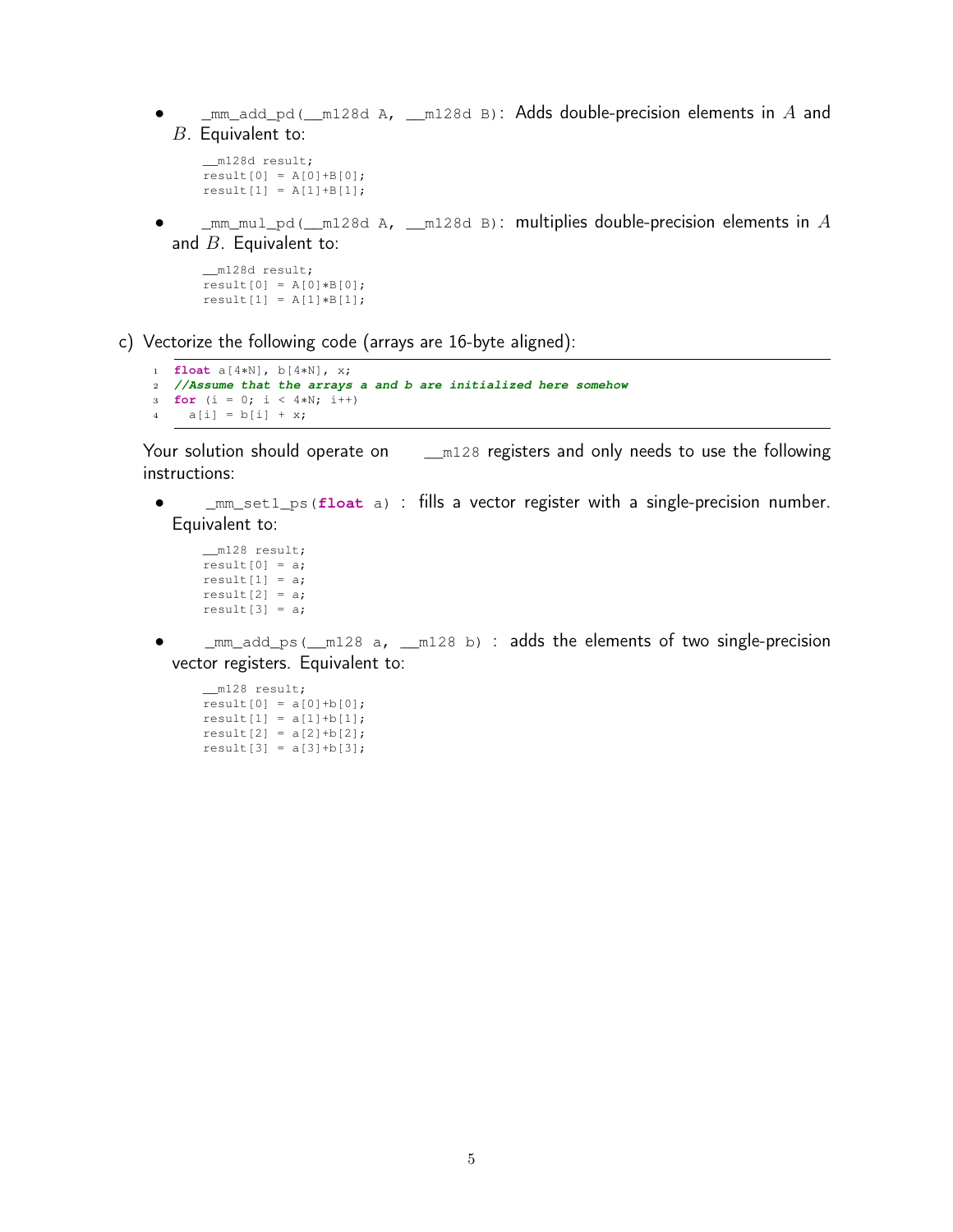- `_mm_add_pd(__m128d A, __m128d B)`: Adds double-precision elements in $A$ and $B$. Equivalent to:

```
__m128d result;
result[0] = A[0]+B[0];
result[1] = A[1]+B[1];
```

- `_mm_mul_pd(__m128d A, __m128d B)`: multiplies double-precision elements in $A$ and $B$. Equivalent to:

```
__m128d result;
result[0] = A[0]*B[0];
result[1] = A[1]*B[1];
```

c) Vectorize the following code (arrays are 16-byte aligned):

```
1 float a[4*N], b[4*N], x;
2 //Assume that the arrays a and b are initialized here somehow
3 for (i = 0; i < 4*N; i++)
4   a[i] = b[i] + x;
```

Your solution should operate on `__m128` registers and only needs to use the following instructions:

- `_mm_set1_ps(float a)` : fills a vector register with a single-precision number. Equivalent to:

```
__m128 result;
result[0] = a;
result[1] = a;
result[2] = a;
result[3] = a;
```

- `_mm_add_ps(__m128 a, __m128 b)` : adds the elements of two single-precision vector registers. Equivalent to:

```
__m128 result;
result[0] = a[0]+b[0];
result[1] = a[1]+b[1];
result[2] = a[2]+b[2];
result[3] = a[3]+b[3];
```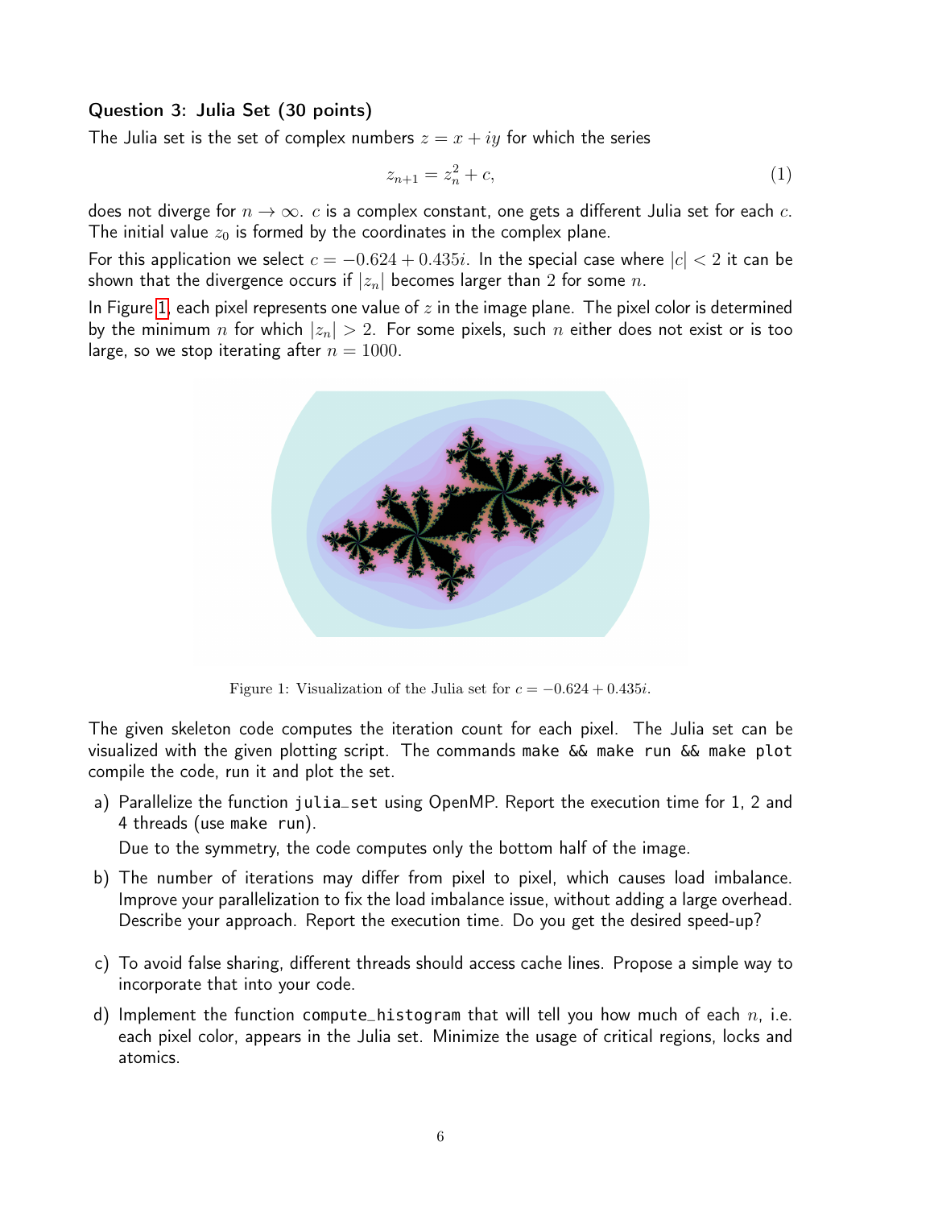### Question 3: Julia Set (30 points)

The Julia set is the set of complex numbers $z = x + iy$ for which the series

$$z_{n+1} = z_n^2 + c, \tag{1}$$

does not diverge for $n \to \infty$. $c$ is a complex constant, one gets a different Julia set for each $c$. The initial value $z_0$ is formed by the coordinates in the complex plane.

For this application we select $c = -0.624 + 0.435i$. In the special case where $|c| < 2$ it can be shown that the divergence occurs if $|z_n|$ becomes larger than 2 for some $n$.

In Figure 1, each pixel represents one value of $z$ in the image plane. The pixel color is determined by the minimum $n$ for which $|z_n| > 2$. For some pixels, such $n$ either does not exist or is too large, so we stop iterating after $n = 1000$.

Figure 1: Visualization of the Julia set for $c = -0.624 + 0.435i$.

The given skeleton code computes the iteration count for each pixel. The Julia set can be visualized with the given plotting script. The commands `make && make run && make plot` compile the code, run it and plot the set.

a) Parallelize the function `julia_set` using OpenMP. Report the execution time for 1, 2 and 4 threads (use `make run`).

   Due to the symmetry, the code computes only the bottom half of the image.

b) The number of iterations may differ from pixel to pixel, which causes load imbalance. Improve your parallelization to fix the load imbalance issue, without adding a large overhead. Describe your approach. Report the execution time. Do you get the desired speed-up?

c) To avoid false sharing, different threads should access cache lines. Propose a simple way to incorporate that into your code.

d) Implement the function `compute_histogram` that will tell you how much of each $n$, i.e. each pixel color, appears in the Julia set. Minimize the usage of critical regions, locks and atomics.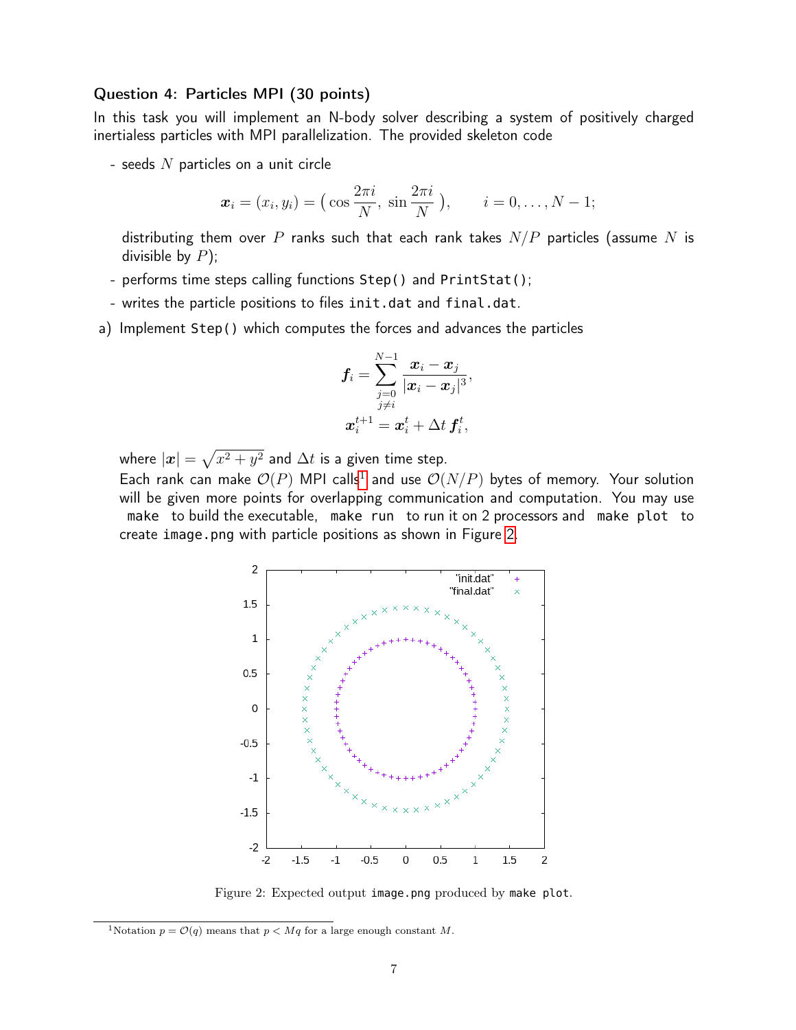### Question 4: Particles MPI (30 points)

In this task you will implement an N-body solver describing a system of positively charged inertialess particles with MPI parallelization. The provided skeleton code

- seeds $N$ particles on a unit circle

$$\boldsymbol{x}_i = (x_i, y_i) = \left( \cos\frac{2\pi i}{N},\ \sin\frac{2\pi i}{N} \right), \qquad i = 0, \ldots, N-1;$$

  distributing them over $P$ ranks such that each rank takes $N/P$ particles (assume $N$ is divisible by $P$);
- performs time steps calling functions `Step()` and `PrintStat()`;
- writes the particle positions to files `init.dat` and `final.dat`.

a) Implement `Step()` which computes the forces and advances the particles

$$\boldsymbol{f}_i = \sum_{\substack{j=0 \\ j \neq i}}^{N-1} \frac{\boldsymbol{x}_i - \boldsymbol{x}_j}{|\boldsymbol{x}_i - \boldsymbol{x}_j|^3},$$

$$\boldsymbol{x}_i^{t+1} = \boldsymbol{x}_i^t + \Delta t\, \boldsymbol{f}_i^t,$$

where $|\boldsymbol{x}| = \sqrt{x^2 + y^2}$ and $\Delta t$ is a given time step.

Each rank can make $\mathcal{O}(P)$ MPI calls[1] and use $\mathcal{O}(N/P)$ bytes of memory. Your solution will be given more points for overlapping communication and computation. You may use `make` to build the executable, `make run` to run it on 2 processors and `make plot` to create `image.png` with particle positions as shown in Figure 2.

Figure 2: Expected output `image.png` produced by `make plot`.

[1] Notation $p = \mathcal{O}(q)$ means that $p < Mq$ for a large enough constant $M$.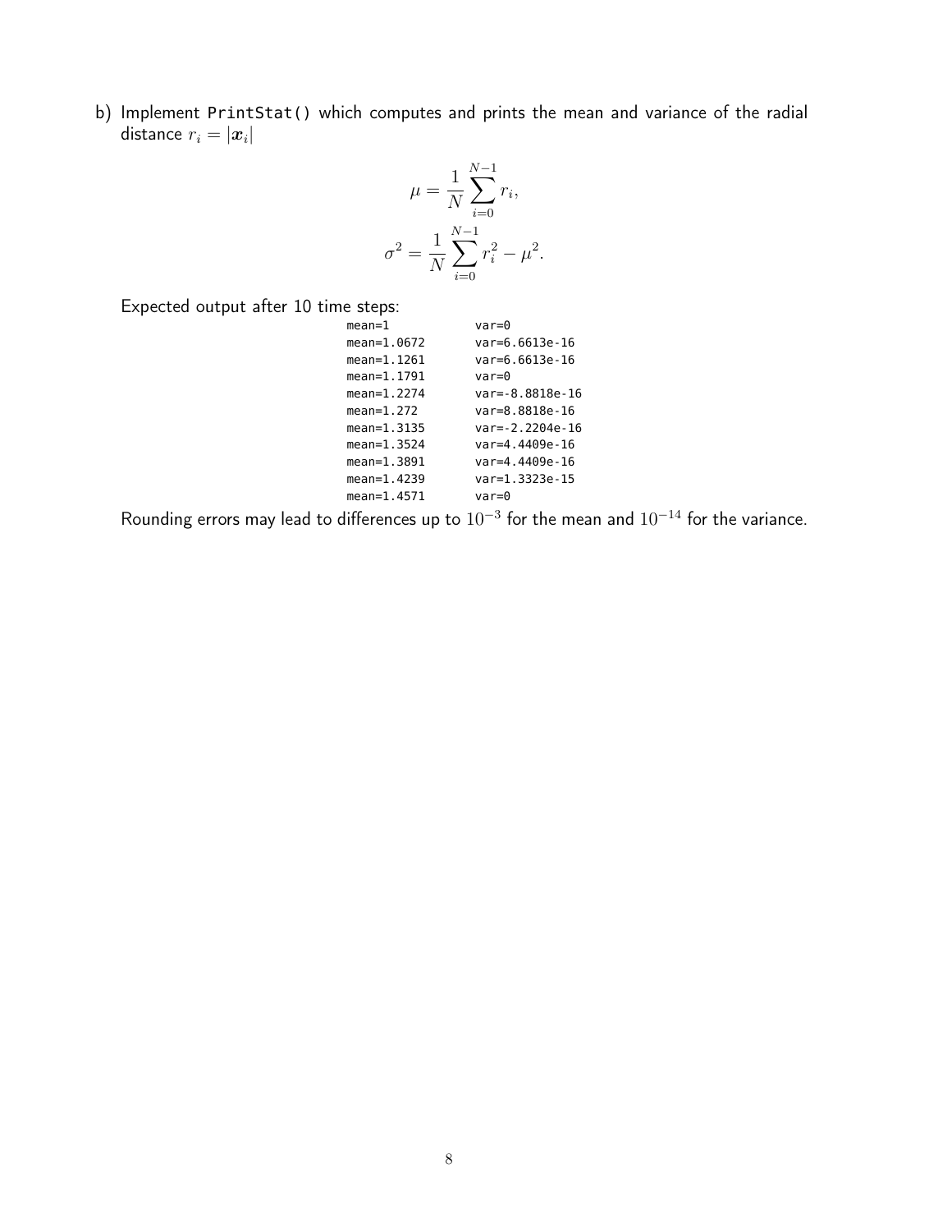b) Implement `PrintStat()` which computes and prints the mean and variance of the radial distance $r_i = |\boldsymbol{x}_i|$

$$
\mu = \frac{1}{N}\sum_{i=0}^{N-1} r_i,
$$

$$
\sigma^2 = \frac{1}{N}\sum_{i=0}^{N-1} r_i^2 - \mu^2.
$$

Expected output after 10 time steps:

```
mean=1          var=0
mean=1.0672     var=6.6613e-16
mean=1.1261     var=6.6613e-16
mean=1.1791     var=0
mean=1.2274     var=-8.8818e-16
mean=1.272      var=8.8818e-16
mean=1.3135     var=-2.2204e-16
mean=1.3524     var=4.4409e-16
mean=1.3891     var=4.4409e-16
mean=1.4239     var=1.3323e-15
mean=1.4571     var=0
```

Rounding errors may lead to differences up to $10^{-3}$ for the mean and $10^{-14}$ for the variance.